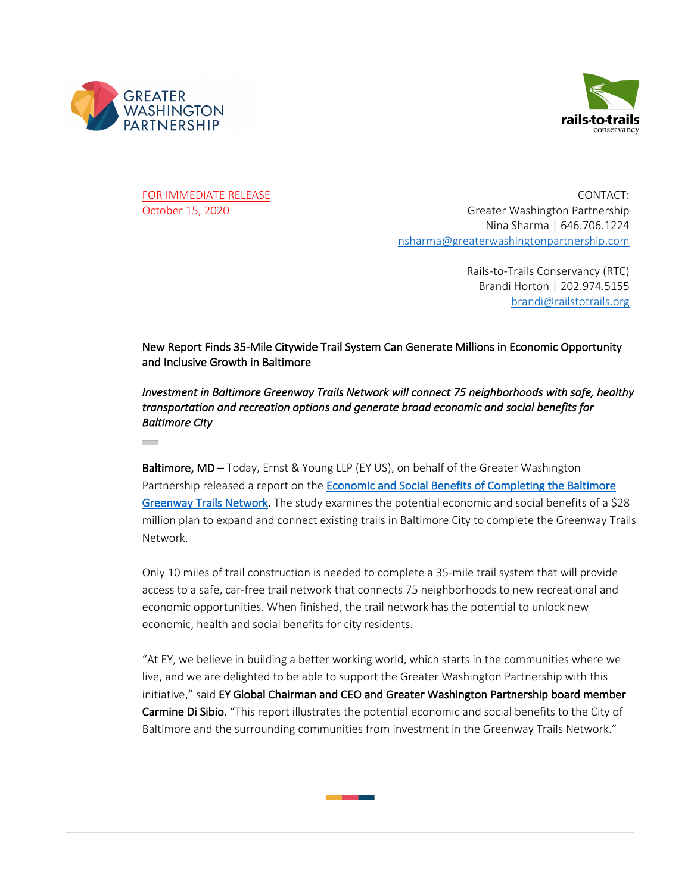GREATER WASHINGTON PARTNERSHIP

rails·to·trails conservancy

FOR IMMEDIATE RELEASE
October 15, 2020

CONTACT:
Greater Washington Partnership
Nina Sharma | 646.706.1224
nsharma@greaterwashingtonpartnership.com

Rails-to-Trails Conservancy (RTC)
Brandi Horton | 202.974.5155
brandi@railstotrails.org

**New Report Finds 35-Mile Citywide Trail System Can Generate Millions in Economic Opportunity and Inclusive Growth in Baltimore**

*Investment in Baltimore Greenway Trails Network will connect 75 neighborhoods with safe, healthy transportation and recreation options and generate broad economic and social benefits for Baltimore City*

**Baltimore, MD –** Today, Ernst & Young LLP (EY US), on behalf of the Greater Washington Partnership released a report on the Economic and Social Benefits of Completing the Baltimore Greenway Trails Network. The study examines the potential economic and social benefits of a $28 million plan to expand and connect existing trails in Baltimore City to complete the Greenway Trails Network.

Only 10 miles of trail construction is needed to complete a 35-mile trail system that will provide access to a safe, car-free trail network that connects 75 neighborhoods to new recreational and economic opportunities. When finished, the trail network has the potential to unlock new economic, health and social benefits for city residents.

"At EY, we believe in building a better working world, which starts in the communities where we live, and we are delighted to be able to support the Greater Washington Partnership with this initiative," said **EY Global Chairman and CEO and Greater Washington Partnership board member Carmine Di Sibio**. "This report illustrates the potential economic and social benefits to the City of Baltimore and the surrounding communities from investment in the Greenway Trails Network."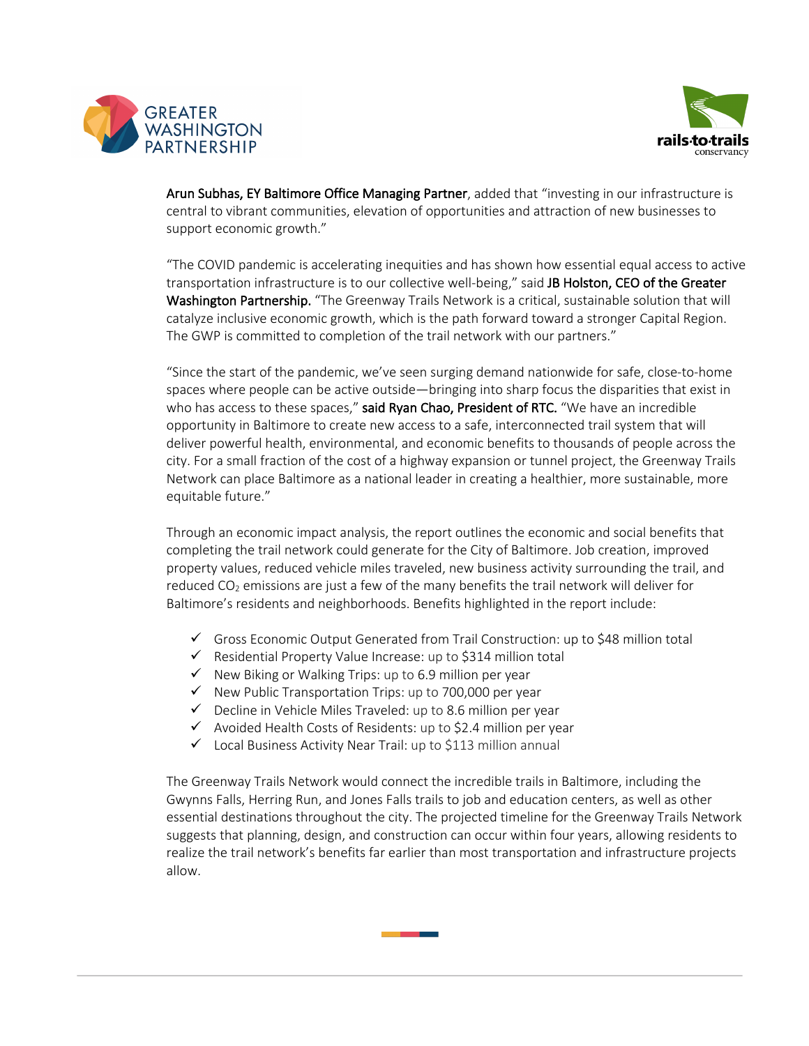**Arun Subhas, EY Baltimore Office Managing Partner**, added that "investing in our infrastructure is central to vibrant communities, elevation of opportunities and attraction of new businesses to support economic growth."

"The COVID pandemic is accelerating inequities and has shown how essential equal access to active transportation infrastructure is to our collective well-being," said **JB Holston, CEO of the Greater Washington Partnership.** "The Greenway Trails Network is a critical, sustainable solution that will catalyze inclusive economic growth, which is the path forward toward a stronger Capital Region. The GWP is committed to completion of the trail network with our partners."

"Since the start of the pandemic, we've seen surging demand nationwide for safe, close-to-home spaces where people can be active outside—bringing into sharp focus the disparities that exist in who has access to these spaces," **said Ryan Chao, President of RTC.** "We have an incredible opportunity in Baltimore to create new access to a safe, interconnected trail system that will deliver powerful health, environmental, and economic benefits to thousands of people across the city. For a small fraction of the cost of a highway expansion or tunnel project, the Greenway Trails Network can place Baltimore as a national leader in creating a healthier, more sustainable, more equitable future."

Through an economic impact analysis, the report outlines the economic and social benefits that completing the trail network could generate for the City of Baltimore. Job creation, improved property values, reduced vehicle miles traveled, new business activity surrounding the trail, and reduced $CO_2$ emissions are just a few of the many benefits the trail network will deliver for Baltimore's residents and neighborhoods. Benefits highlighted in the report include:

- ✓ Gross Economic Output Generated from Trail Construction: up to $48 million total
- ✓ Residential Property Value Increase: up to $314 million total
- ✓ New Biking or Walking Trips: up to 6.9 million per year
- ✓ New Public Transportation Trips: up to 700,000 per year
- ✓ Decline in Vehicle Miles Traveled: up to 8.6 million per year
- ✓ Avoided Health Costs of Residents: up to $2.4 million per year
- ✓ Local Business Activity Near Trail: up to $113 million annual

The Greenway Trails Network would connect the incredible trails in Baltimore, including the Gwynns Falls, Herring Run, and Jones Falls trails to job and education centers, as well as other essential destinations throughout the city. The projected timeline for the Greenway Trails Network suggests that planning, design, and construction can occur within four years, allowing residents to realize the trail network's benefits far earlier than most transportation and infrastructure projects allow.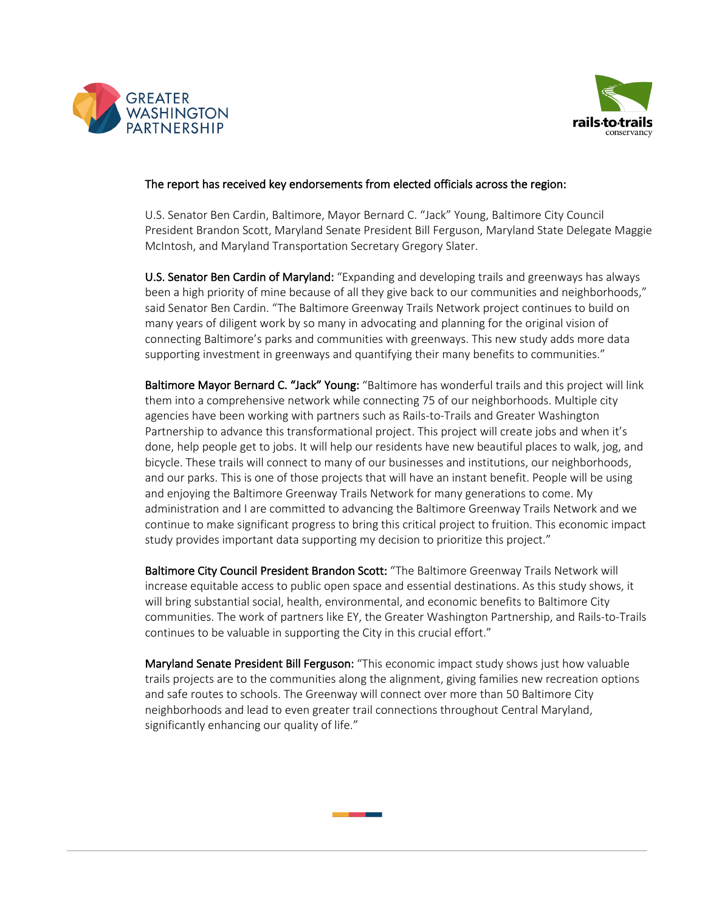The report has received key endorsements from elected officials across the region:

U.S. Senator Ben Cardin, Baltimore, Mayor Bernard C. "Jack" Young, Baltimore City Council President Brandon Scott, Maryland Senate President Bill Ferguson, Maryland State Delegate Maggie McIntosh, and Maryland Transportation Secretary Gregory Slater.

U.S. Senator Ben Cardin of Maryland: "Expanding and developing trails and greenways has always been a high priority of mine because of all they give back to our communities and neighborhoods," said Senator Ben Cardin. "The Baltimore Greenway Trails Network project continues to build on many years of diligent work by so many in advocating and planning for the original vision of connecting Baltimore's parks and communities with greenways. This new study adds more data supporting investment in greenways and quantifying their many benefits to communities."

Baltimore Mayor Bernard C. "Jack" Young: "Baltimore has wonderful trails and this project will link them into a comprehensive network while connecting 75 of our neighborhoods. Multiple city agencies have been working with partners such as Rails-to-Trails and Greater Washington Partnership to advance this transformational project. This project will create jobs and when it's done, help people get to jobs. It will help our residents have new beautiful places to walk, jog, and bicycle. These trails will connect to many of our businesses and institutions, our neighborhoods, and our parks. This is one of those projects that will have an instant benefit. People will be using and enjoying the Baltimore Greenway Trails Network for many generations to come. My administration and I are committed to advancing the Baltimore Greenway Trails Network and we continue to make significant progress to bring this critical project to fruition. This economic impact study provides important data supporting my decision to prioritize this project."

Baltimore City Council President Brandon Scott: "The Baltimore Greenway Trails Network will increase equitable access to public open space and essential destinations. As this study shows, it will bring substantial social, health, environmental, and economic benefits to Baltimore City communities. The work of partners like EY, the Greater Washington Partnership, and Rails-to-Trails continues to be valuable in supporting the City in this crucial effort."

Maryland Senate President Bill Ferguson: "This economic impact study shows just how valuable trails projects are to the communities along the alignment, giving families new recreation options and safe routes to schools. The Greenway will connect over more than 50 Baltimore City neighborhoods and lead to even greater trail connections throughout Central Maryland, significantly enhancing our quality of life."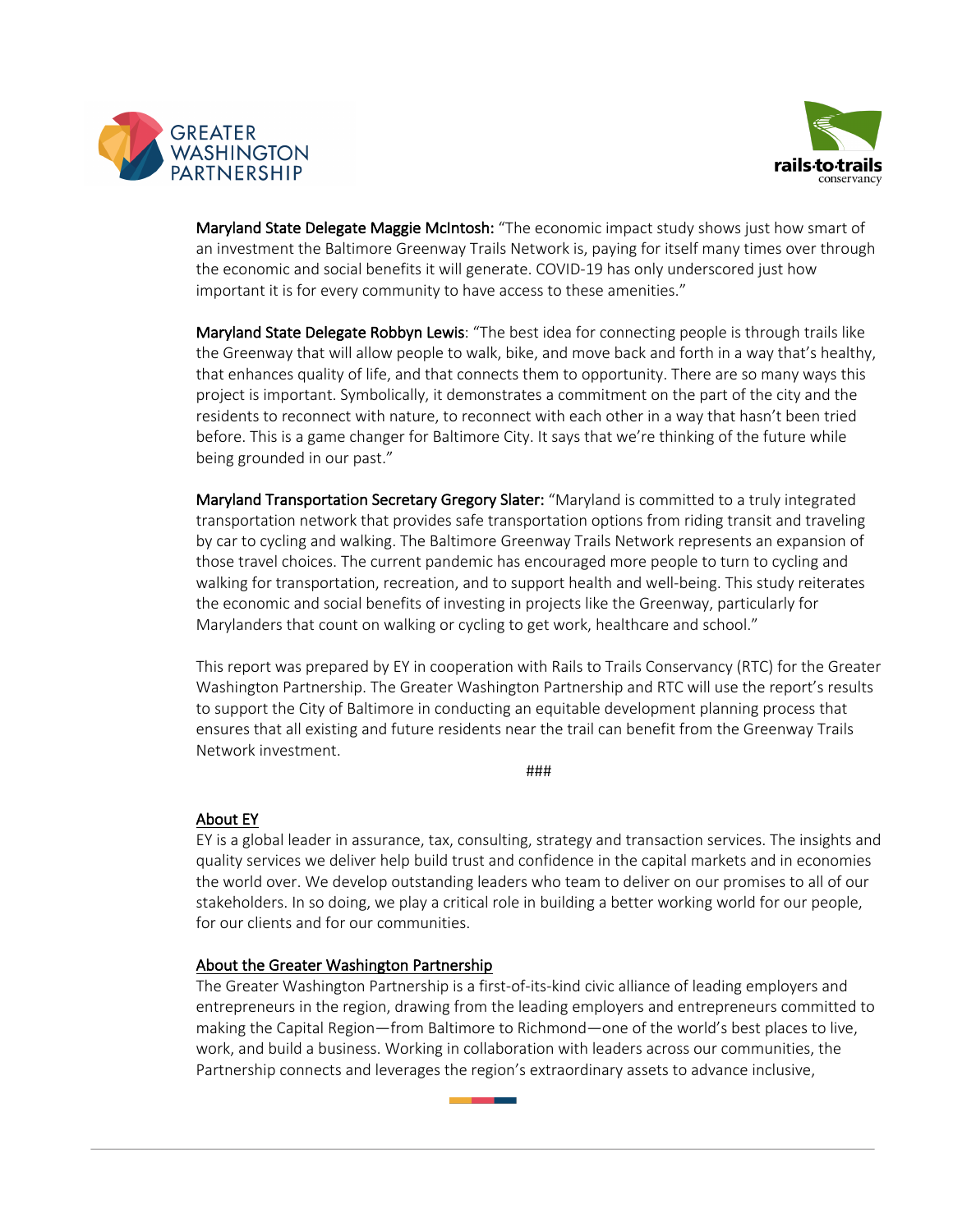**Maryland State Delegate Maggie McIntosh:** "The economic impact study shows just how smart of an investment the Baltimore Greenway Trails Network is, paying for itself many times over through the economic and social benefits it will generate. COVID-19 has only underscored just how important it is for every community to have access to these amenities."

**Maryland State Delegate Robbyn Lewis**: "The best idea for connecting people is through trails like the Greenway that will allow people to walk, bike, and move back and forth in a way that's healthy, that enhances quality of life, and that connects them to opportunity. There are so many ways this project is important. Symbolically, it demonstrates a commitment on the part of the city and the residents to reconnect with nature, to reconnect with each other in a way that hasn't been tried before. This is a game changer for Baltimore City. It says that we're thinking of the future while being grounded in our past."

**Maryland Transportation Secretary Gregory Slater:** "Maryland is committed to a truly integrated transportation network that provides safe transportation options from riding transit and traveling by car to cycling and walking. The Baltimore Greenway Trails Network represents an expansion of those travel choices. The current pandemic has encouraged more people to turn to cycling and walking for transportation, recreation, and to support health and well-being. This study reiterates the economic and social benefits of investing in projects like the Greenway, particularly for Marylanders that count on walking or cycling to get work, healthcare and school."

This report was prepared by EY in cooperation with Rails to Trails Conservancy (RTC) for the Greater Washington Partnership. The Greater Washington Partnership and RTC will use the report's results to support the City of Baltimore in conducting an equitable development planning process that ensures that all existing and future residents near the trail can benefit from the Greenway Trails Network investment.

###

<u>About EY</u>

EY is a global leader in assurance, tax, consulting, strategy and transaction services. The insights and quality services we deliver help build trust and confidence in the capital markets and in economies the world over. We develop outstanding leaders who team to deliver on our promises to all of our stakeholders. In so doing, we play a critical role in building a better working world for our people, for our clients and for our communities.

<u>About the Greater Washington Partnership</u>

The Greater Washington Partnership is a first-of-its-kind civic alliance of leading employers and entrepreneurs in the region, drawing from the leading employers and entrepreneurs committed to making the Capital Region—from Baltimore to Richmond—one of the world's best places to live, work, and build a business. Working in collaboration with leaders across our communities, the Partnership connects and leverages the region's extraordinary assets to advance inclusive,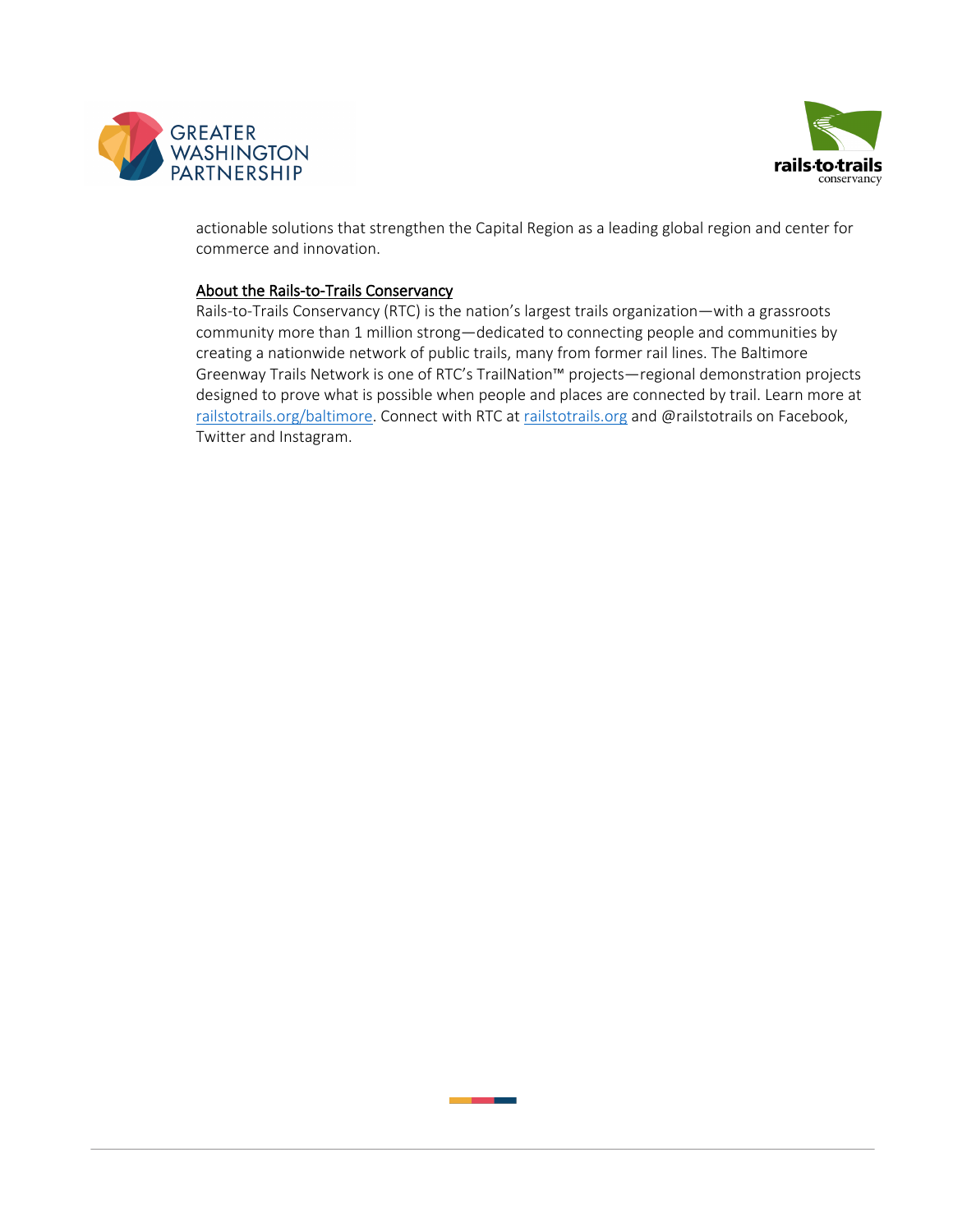actionable solutions that strengthen the Capital Region as a leading global region and center for commerce and innovation.

**About the Rails-to-Trails Conservancy**

Rails-to-Trails Conservancy (RTC) is the nation's largest trails organization—with a grassroots community more than 1 million strong—dedicated to connecting people and communities by creating a nationwide network of public trails, many from former rail lines. The Baltimore Greenway Trails Network is one of RTC's TrailNation™ projects—regional demonstration projects designed to prove what is possible when people and places are connected by trail. Learn more at railstotrails.org/baltimore. Connect with RTC at railstotrails.org and @railstotrails on Facebook, Twitter and Instagram.